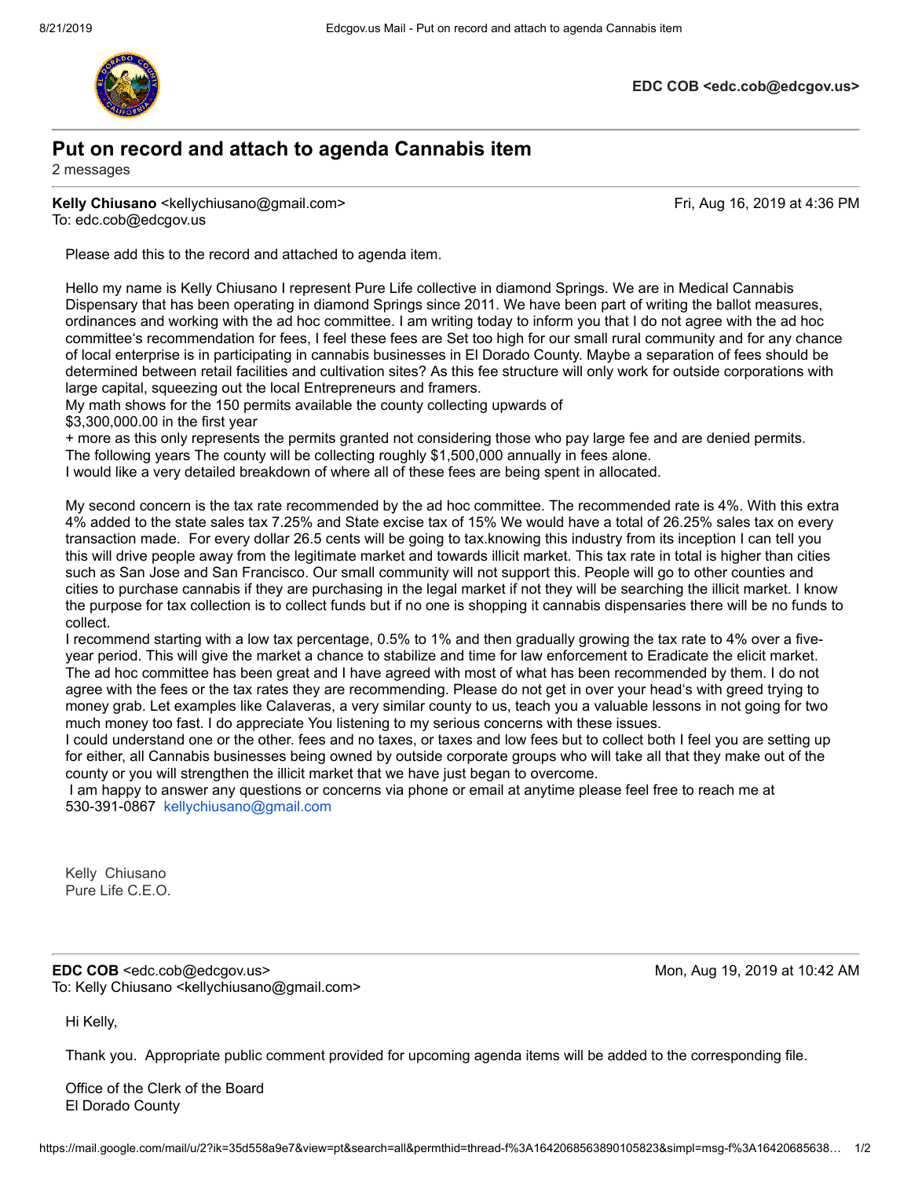**EDC COB <edc.cob@edcgov.us>**

# Put on record and attach to agenda Cannabis item

2 messages

**Kelly Chiusano** <kellychiusano@gmail.com> Fri, Aug 16, 2019 at 4:36 PM
To: edc.cob@edcgov.us

Please add this to the record and attached to agenda item.

Hello my name is Kelly Chiusano I represent Pure Life collective in diamond Springs. We are in Medical Cannabis Dispensary that has been operating in diamond Springs since 2011. We have been part of writing the ballot measures, ordinances and working with the ad hoc committee. I am writing today to inform you that I do not agree with the ad hoc committee's recommendation for fees, I feel these fees are Set too high for our small rural community and for any chance of local enterprise is in participating in cannabis businesses in El Dorado County. Maybe a separation of fees should be determined between retail facilities and cultivation sites? As this fee structure will only work for outside corporations with large capital, squeezing out the local Entrepreneurs and framers.
My math shows for the 150 permits available the county collecting upwards of
$3,300,000.00 in the first year
+ more as this only represents the permits granted not considering those who pay large fee and are denied permits.
The following years The county will be collecting roughly $1,500,000 annually in fees alone.
I would like a very detailed breakdown of where all of these fees are being spent in allocated.

My second concern is the tax rate recommended by the ad hoc committee. The recommended rate is 4%. With this extra 4% added to the state sales tax 7.25% and State excise tax of 15% We would have a total of 26.25% sales tax on every transaction made. For every dollar 26.5 cents will be going to tax.knowing this industry from its inception I can tell you this will drive people away from the legitimate market and towards illicit market. This tax rate in total is higher than cities such as San Jose and San Francisco. Our small community will not support this. People will go to other counties and cities to purchase cannabis if they are purchasing in the legal market if not they will be searching the illicit market. I know the purpose for tax collection is to collect funds but if no one is shopping it cannabis dispensaries there will be no funds to collect.
I recommend starting with a low tax percentage, 0.5% to 1% and then gradually growing the tax rate to 4% over a five-year period. This will give the market a chance to stabilize and time for law enforcement to Eradicate the elicit market. The ad hoc committee has been great and I have agreed with most of what has been recommended by them. I do not agree with the fees or the tax rates they are recommending. Please do not get in over your head's with greed trying to money grab. Let examples like Calaveras, a very similar county to us, teach you a valuable lessons in not going for two much money too fast. I do appreciate You listening to my serious concerns with these issues.
I could understand one or the other. fees and no taxes, or taxes and low fees but to collect both I feel you are setting up for either, all Cannabis businesses being owned by outside corporate groups who will take all that they make out of the county or you will strengthen the illicit market that we have just began to overcome.
I am happy to answer any questions or concerns via phone or email at anytime please feel free to reach me at 530-391-0867 kellychiusano@gmail.com

Kelly Chiusano
Pure Life C.E.O.

---

**EDC COB** <edc.cob@edcgov.us> Mon, Aug 19, 2019 at 10:42 AM
To: Kelly Chiusano <kellychiusano@gmail.com>

Hi Kelly,

Thank you. Appropriate public comment provided for upcoming agenda items will be added to the corresponding file.

Office of the Clerk of the Board
El Dorado County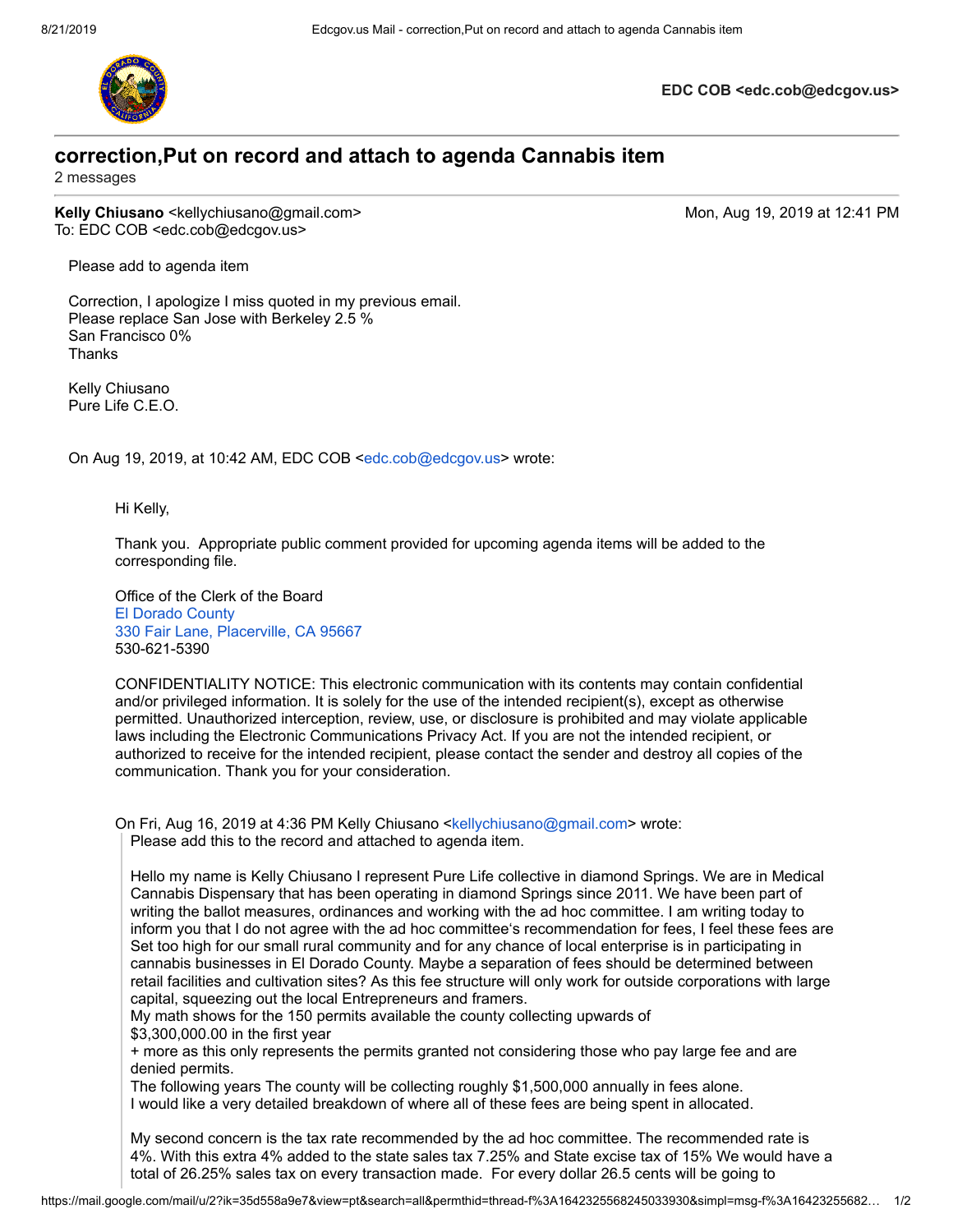**EDC COB <edc.cob@edcgov.us>**

# correction,Put on record and attach to agenda Cannabis item

2 messages

**Kelly Chiusano** <kellychiusano@gmail.com> — Mon, Aug 19, 2019 at 12:41 PM
To: EDC COB <edc.cob@edcgov.us>

Please add to agenda item

Correction, I apologize I miss quoted in my previous email.
Please replace San Jose with Berkeley 2.5 %
San Francisco 0%
Thanks

Kelly Chiusano
Pure Life C.E.O.

On Aug 19, 2019, at 10:42 AM, EDC COB <edc.cob@edcgov.us> wrote:

> Hi Kelly,
>
> Thank you. Appropriate public comment provided for upcoming agenda items will be added to the corresponding file.
>
> Office of the Clerk of the Board
> El Dorado County
> 330 Fair Lane, Placerville, CA 95667
> 530-621-5390
>
> CONFIDENTIALITY NOTICE: This electronic communication with its contents may contain confidential and/or privileged information. It is solely for the use of the intended recipient(s), except as otherwise permitted. Unauthorized interception, review, use, or disclosure is prohibited and may violate applicable laws including the Electronic Communications Privacy Act. If you are not the intended recipient, or authorized to receive for the intended recipient, please contact the sender and destroy all copies of the communication. Thank you for your consideration.
>
> On Fri, Aug 16, 2019 at 4:36 PM Kelly Chiusano <kellychiusano@gmail.com> wrote:
>
>> Please add this to the record and attached to agenda item.
>>
>> Hello my name is Kelly Chiusano I represent Pure Life collective in diamond Springs. We are in Medical Cannabis Dispensary that has been operating in diamond Springs since 2011. We have been part of writing the ballot measures, ordinances and working with the ad hoc committee. I am writing today to inform you that I do not agree with the ad hoc committee's recommendation for fees, I feel these fees are Set too high for our small rural community and for any chance of local enterprise is in participating in cannabis businesses in El Dorado County. Maybe a separation of fees should be determined between retail facilities and cultivation sites? As this fee structure will only work for outside corporations with large capital, squeezing out the local Entrepreneurs and framers.
>> My math shows for the 150 permits available the county collecting upwards of
>> $3,300,000.00 in the first year
>> + more as this only represents the permits granted not considering those who pay large fee and are denied permits.
>> The following years The county will be collecting roughly $1,500,000 annually in fees alone.
>> I would like a very detailed breakdown of where all of these fees are being spent in allocated.
>>
>> My second concern is the tax rate recommended by the ad hoc committee. The recommended rate is 4%. With this extra 4% added to the state sales tax 7.25% and State excise tax of 15% We would have a total of 26.25% sales tax on every transaction made. For every dollar 26.5 cents will be going to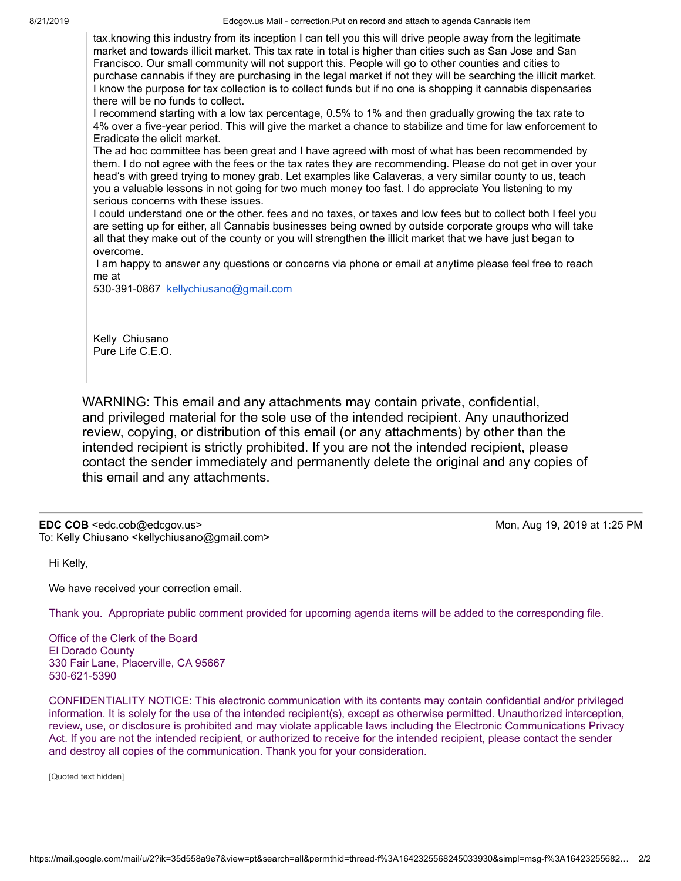tax.knowing this industry from its inception I can tell you this will drive people away from the legitimate market and towards illicit market. This tax rate in total is higher than cities such as San Jose and San Francisco. Our small community will not support this. People will go to other counties and cities to purchase cannabis if they are purchasing in the legal market if not they will be searching the illicit market. I know the purpose for tax collection is to collect funds but if no one is shopping it cannabis dispensaries there will be no funds to collect.

I recommend starting with a low tax percentage, 0.5% to 1% and then gradually growing the tax rate to 4% over a five-year period. This will give the market a chance to stabilize and time for law enforcement to Eradicate the elicit market.

The ad hoc committee has been great and I have agreed with most of what has been recommended by them. I do not agree with the fees or the tax rates they are recommending. Please do not get in over your head's with greed trying to money grab. Let examples like Calaveras, a very similar county to us, teach you a valuable lessons in not going for two much money too fast. I do appreciate You listening to my serious concerns with these issues.

I could understand one or the other. fees and no taxes, or taxes and low fees but to collect both I feel you are setting up for either, all Cannabis businesses being owned by outside corporate groups who will take all that they make out of the county or you will strengthen the illicit market that we have just began to overcome.

I am happy to answer any questions or concerns via phone or email at anytime please feel free to reach me at
530-391-0867 kellychiusano@gmail.com

Kelly Chiusano
Pure Life C.E.O.

WARNING: This email and any attachments may contain private, confidential, and privileged material for the sole use of the intended recipient. Any unauthorized review, copying, or distribution of this email (or any attachments) by other than the intended recipient is strictly prohibited. If you are not the intended recipient, please contact the sender immediately and permanently delete the original and any copies of this email and any attachments.

---

**EDC COB** <edc.cob@edcgov.us>
To: Kelly Chiusano <kellychiusano@gmail.com>

Mon, Aug 19, 2019 at 1:25 PM

Hi Kelly,

We have received your correction email.

Thank you. Appropriate public comment provided for upcoming agenda items will be added to the corresponding file.

Office of the Clerk of the Board
El Dorado County
330 Fair Lane, Placerville, CA 95667
530-621-5390

CONFIDENTIALITY NOTICE: This electronic communication with its contents may contain confidential and/or privileged information. It is solely for the use of the intended recipient(s), except as otherwise permitted. Unauthorized interception, review, use, or disclosure is prohibited and may violate applicable laws including the Electronic Communications Privacy Act. If you are not the intended recipient, or authorized to receive for the intended recipient, please contact the sender and destroy all copies of the communication. Thank you for your consideration.

[Quoted text hidden]